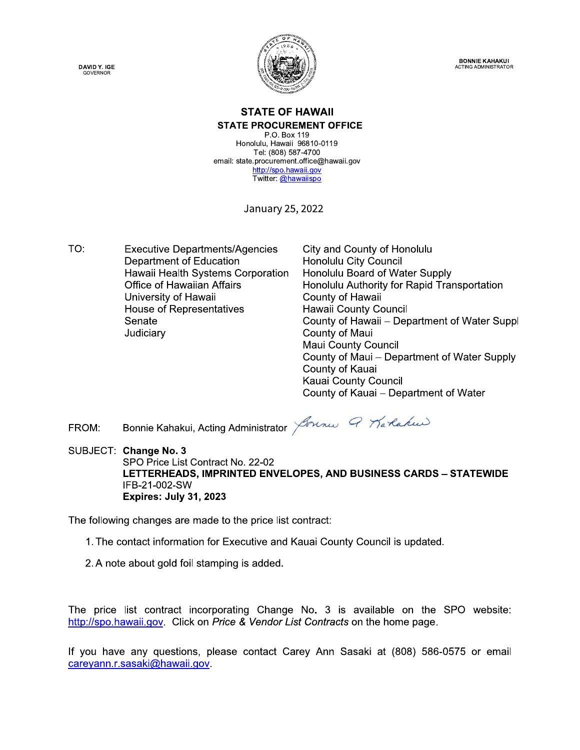DAVID Y. IGE
GOVERNOR

BONNIE KAHAKUI
ACTING ADMINISTRATOR

# STATE OF HAWAII
## STATE PROCUREMENT OFFICE

P.O. Box 119
Honolulu, Hawaii 96810-0119
Tel: (808) 587-4700
email: state.procurement.office@hawaii.gov
http://spo.hawaii.gov
Twitter: @hawaiispo

January 25, 2022

TO:

Executive Departments/Agencies
Department of Education
Hawaii Health Systems Corporation
Office of Hawaiian Affairs
University of Hawaii
House of Representatives
Senate
Judiciary

City and County of Honolulu
Honolulu City Council
Honolulu Board of Water Supply
Honolulu Authority for Rapid Transportation
County of Hawaii
Hawaii County Council
County of Hawaii – Department of Water Suppl
County of Maui
Maui County Council
County of Maui – Department of Water Supply
County of Kauai
Kauai County Council
County of Kauai – Department of Water

FROM: Bonnie Kahakui, Acting Administrator

SUBJECT: **Change No. 3**
SPO Price List Contract No. 22-02
**LETTERHEADS, IMPRINTED ENVELOPES, AND BUSINESS CARDS – STATEWIDE**
IFB-21-002-SW
**Expires: July 31, 2023**

The following changes are made to the price list contract:

1. The contact information for Executive and Kauai County Council is updated.

2. A note about gold foil stamping is added.

The price list contract incorporating Change No. 3 is available on the SPO website: http://spo.hawaii.gov. Click on *Price & Vendor List Contracts* on the home page.

If you have any questions, please contact Carey Ann Sasaki at (808) 586-0575 or email careyann.r.sasaki@hawaii.gov.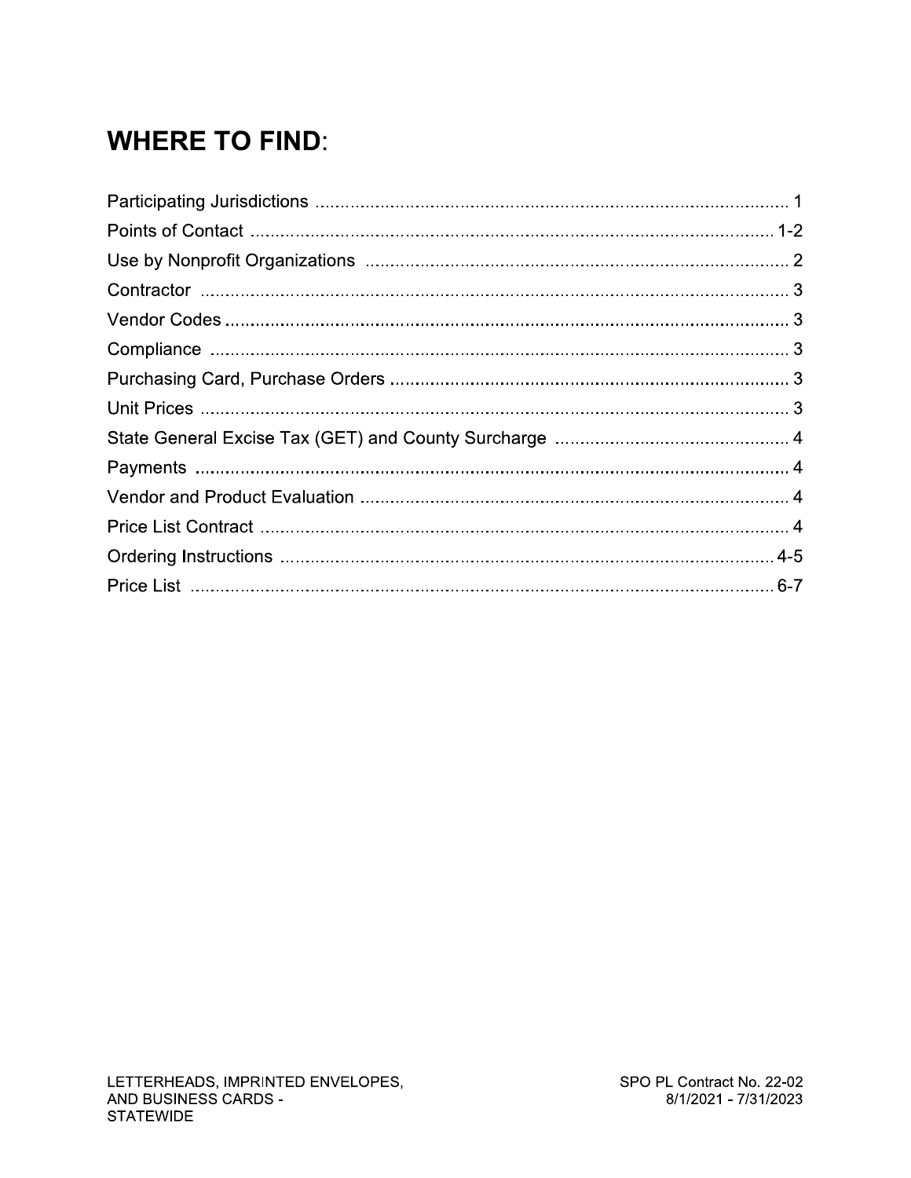## WHERE TO FIND:

| | |
|---|---|
| Participating Jurisdictions | 1 |
| Points of Contact | 1-2 |
| Use by Nonprofit Organizations | 2 |
| Contractor | 3 |
| Vendor Codes | 3 |
| Compliance | 3 |
| Purchasing Card, Purchase Orders | 3 |
| Unit Prices | 3 |
| State General Excise Tax (GET) and County Surcharge | 4 |
| Payments | 4 |
| Vendor and Product Evaluation | 4 |
| Price List Contract | 4 |
| Ordering Instructions | 4-5 |
| Price List | 6-7 |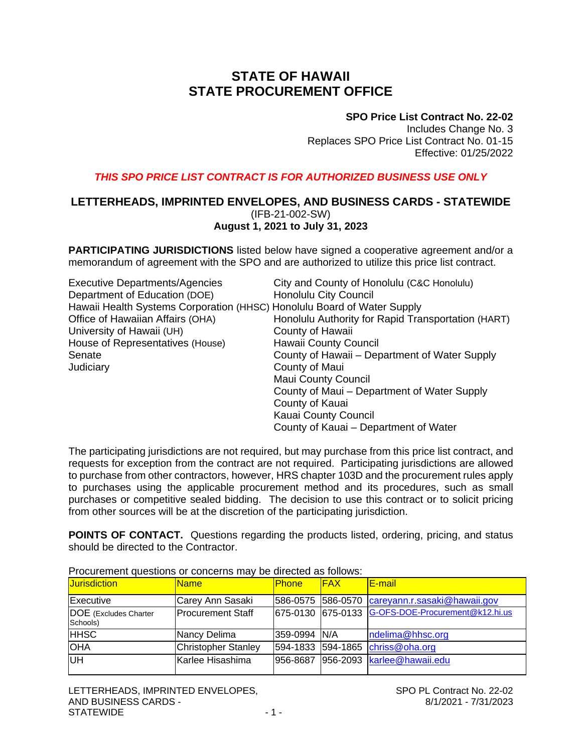# STATE OF HAWAII
# STATE PROCUREMENT OFFICE

**SPO Price List Contract No. 22-02**
Includes Change No. 3
Replaces SPO Price List Contract No. 01-15
Effective: 01/25/2022

***THIS SPO PRICE LIST CONTRACT IS FOR AUTHORIZED BUSINESS USE ONLY***

## LETTERHEADS, IMPRINTED ENVELOPES, AND BUSINESS CARDS - STATEWIDE

(IFB-21-002-SW)
**August 1, 2021 to July 31, 2023**

**PARTICIPATING JURISDICTIONS** listed below have signed a cooperative agreement and/or a memorandum of agreement with the SPO and are authorized to utilize this price list contract.

- Executive Departments/Agencies
- Department of Education (DOE)
- Hawaii Health Systems Corporation (HHSC)
- Office of Hawaiian Affairs (OHA)
- University of Hawaii (UH)
- House of Representatives (House)
- Senate
- Judiciary
- City and County of Honolulu (C&C Honolulu)
- Honolulu City Council
- Honolulu Board of Water Supply
- Honolulu Authority for Rapid Transportation (HART)
- County of Hawaii
- Hawaii County Council
- County of Hawaii – Department of Water Supply
- County of Maui
- Maui County Council
- County of Maui – Department of Water Supply
- County of Kauai
- Kauai County Council
- County of Kauai – Department of Water

The participating jurisdictions are not required, but may purchase from this price list contract, and requests for exception from the contract are not required. Participating jurisdictions are allowed to purchase from other contractors, however, HRS chapter 103D and the procurement rules apply to purchases using the applicable procurement method and its procedures, such as small purchases or competitive sealed bidding. The decision to use this contract or to solicit pricing from other sources will be at the discretion of the participating jurisdiction.

**POINTS OF CONTACT.** Questions regarding the products listed, ordering, pricing, and status should be directed to the Contractor.

Procurement questions or concerns may be directed as follows:

| Jurisdiction | Name | Phone | FAX | E-mail |
|---|---|---|---|---|
| Executive | Carey Ann Sasaki | 586-0575 | 586-0570 | careyann.r.sasaki@hawaii.gov |
| DOE (Excludes Charter Schools) | Procurement Staff | 675-0130 | 675-0133 | G-OFS-DOE-Procurement@k12.hi.us |
| HHSC | Nancy Delima | 359-0994 | N/A | ndelima@hhsc.org |
| OHA | Christopher Stanley | 594-1833 | 594-1865 | chriss@oha.org |
| UH | Karlee Hisashima | 956-8687 | 956-2093 | karlee@hawaii.edu |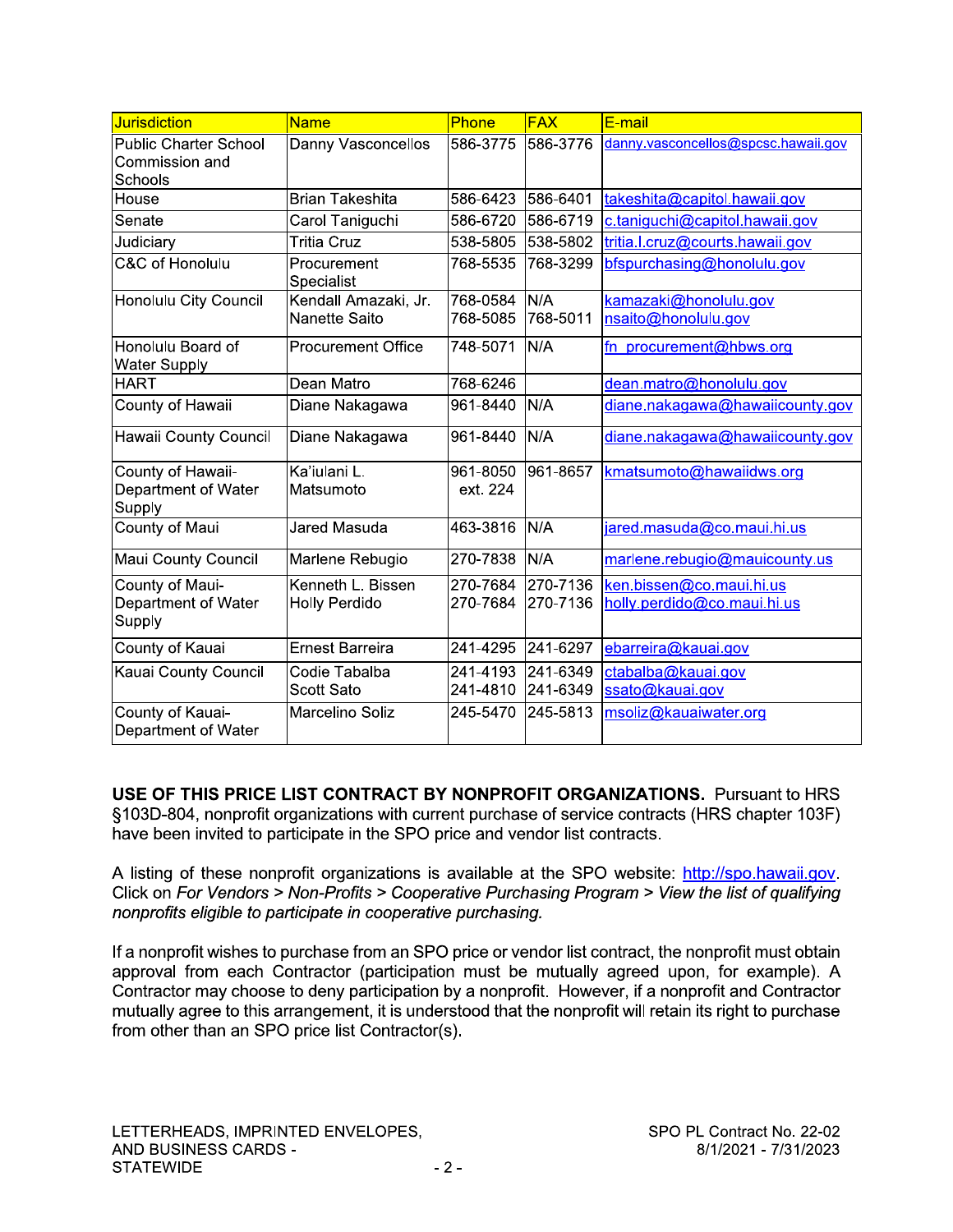| Jurisdiction | Name | Phone | FAX | E-mail |
|---|---|---|---|---|
| Public Charter School Commission and Schools | Danny Vasconcellos | 586-3775 | 586-3776 | danny.vasconcellos@spcsc.hawaii.gov |
| House | Brian Takeshita | 586-6423 | 586-6401 | takeshita@capitol.hawaii.gov |
| Senate | Carol Taniguchi | 586-6720 | 586-6719 | c.taniguchi@capitol.hawaii.gov |
| Judiciary | Tritia Cruz | 538-5805 | 538-5802 | tritia.l.cruz@courts.hawaii.gov |
| C&C of Honolulu | Procurement Specialist | 768-5535 | 768-3299 | bfspurchasing@honolulu.gov |
| Honolulu City Council | Kendall Amazaki, Jr.<br>Nanette Saito | 768-0584<br>768-5085 | N/A<br>768-5011 | kamazaki@honolulu.gov<br>nsaito@honolulu.gov |
| Honolulu Board of Water Supply | Procurement Office | 748-5071 | N/A | fn_procurement@hbws.org |
| HART | Dean Matro | 768-6246 | | dean.matro@honolulu.gov |
| County of Hawaii | Diane Nakagawa | 961-8440 | N/A | diane.nakagawa@hawaiicounty.gov |
| Hawaii County Council | Diane Nakagawa | 961-8440 | N/A | diane.nakagawa@hawaiicounty.gov |
| County of Hawaii-Department of Water Supply | Ka'iulani L. Matsumoto | 961-8050 ext. 224 | 961-8657 | kmatsumoto@hawaiidws.org |
| County of Maui | Jared Masuda | 463-3816 | N/A | jared.masuda@co.maui.hi.us |
| Maui County Council | Marlene Rebugio | 270-7838 | N/A | marlene.rebugio@mauicounty.us |
| County of Maui-Department of Water Supply | Kenneth L. Bissen<br>Holly Perdido | 270-7684<br>270-7684 | 270-7136<br>270-7136 | ken.bissen@co.maui.hi.us<br>holly.perdido@co.maui.hi.us |
| County of Kauai | Ernest Barreira | 241-4295 | 241-6297 | ebarreira@kauai.gov |
| Kauai County Council | Codie Tabalba<br>Scott Sato | 241-4193<br>241-4810 | 241-6349<br>241-6349 | ctabalba@kauai.gov<br>ssato@kauai.gov |
| County of Kauai-Department of Water | Marcelino Soliz | 245-5470 | 245-5813 | msoliz@kauaiwater.org |

**USE OF THIS PRICE LIST CONTRACT BY NONPROFIT ORGANIZATIONS.** Pursuant to HRS §103D-804, nonprofit organizations with current purchase of service contracts (HRS chapter 103F) have been invited to participate in the SPO price and vendor list contracts.

A listing of these nonprofit organizations is available at the SPO website: http://spo.hawaii.gov. Click on *For Vendors > Non-Profits > Cooperative Purchasing Program > View the list of qualifying nonprofits eligible to participate in cooperative purchasing.*

If a nonprofit wishes to purchase from an SPO price or vendor list contract, the nonprofit must obtain approval from each Contractor (participation must be mutually agreed upon, for example). A Contractor may choose to deny participation by a nonprofit. However, if a nonprofit and Contractor mutually agree to this arrangement, it is understood that the nonprofit will retain its right to purchase from other than an SPO price list Contractor(s).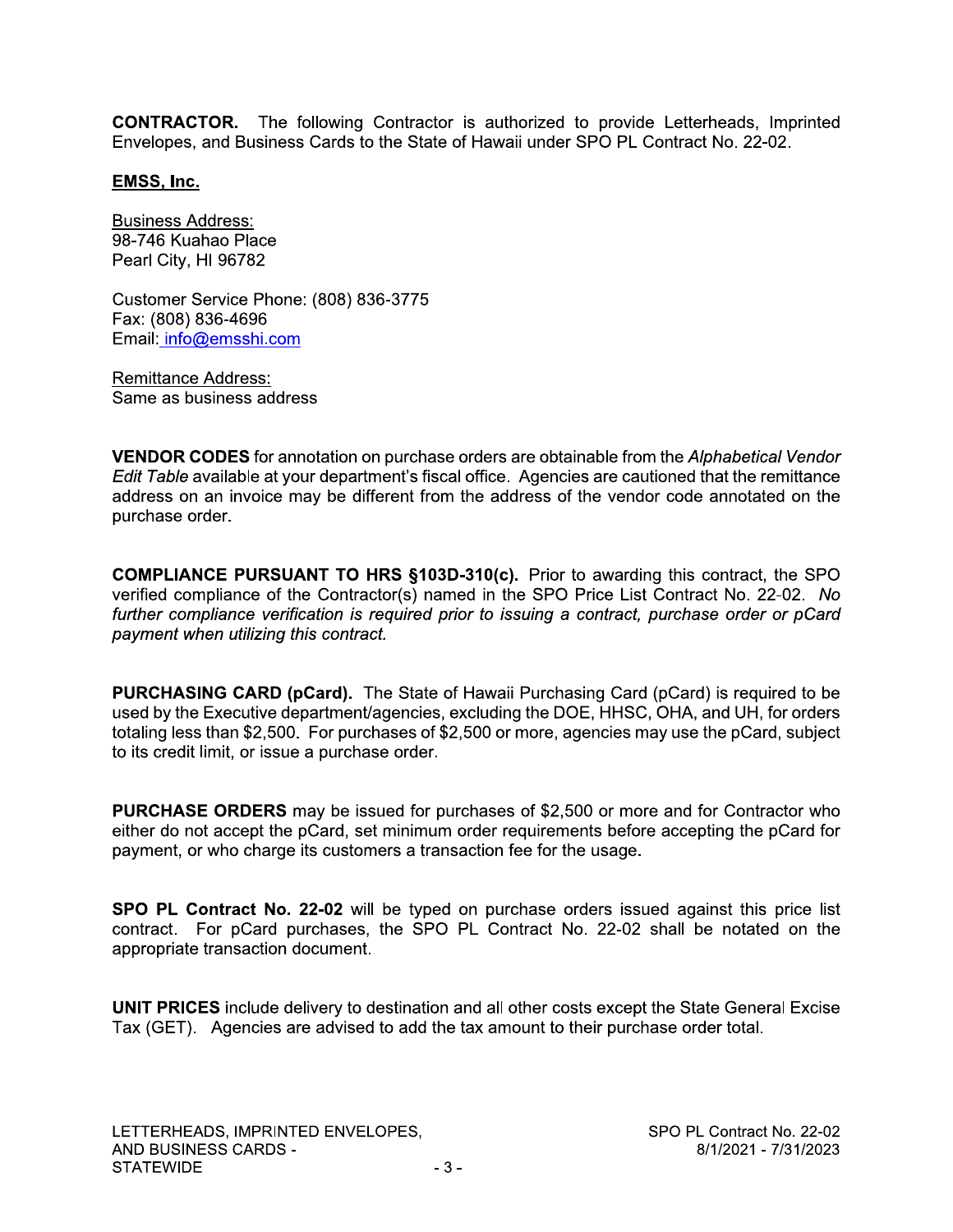**CONTRACTOR.** The following Contractor is authorized to provide Letterheads, Imprinted Envelopes, and Business Cards to the State of Hawaii under SPO PL Contract No. 22-02.

**EMSS, Inc.**

Business Address:
98-746 Kuahao Place
Pearl City, HI 96782

Customer Service Phone: (808) 836-3775
Fax: (808) 836-4696
Email: info@emsshi.com

Remittance Address:
Same as business address

**VENDOR CODES** for annotation on purchase orders are obtainable from the *Alphabetical Vendor Edit Table* available at your department's fiscal office. Agencies are cautioned that the remittance address on an invoice may be different from the address of the vendor code annotated on the purchase order.

**COMPLIANCE PURSUANT TO HRS §103D-310(c).** Prior to awarding this contract, the SPO verified compliance of the Contractor(s) named in the SPO Price List Contract No. 22-02. *No further compliance verification is required prior to issuing a contract, purchase order or pCard payment when utilizing this contract.*

**PURCHASING CARD (pCard).** The State of Hawaii Purchasing Card (pCard) is required to be used by the Executive department/agencies, excluding the DOE, HHSC, OHA, and UH, for orders totaling less than $2,500. For purchases of $2,500 or more, agencies may use the pCard, subject to its credit limit, or issue a purchase order.

**PURCHASE ORDERS** may be issued for purchases of $2,500 or more and for Contractor who either do not accept the pCard, set minimum order requirements before accepting the pCard for payment, or who charge its customers a transaction fee for the usage.

**SPO PL Contract No. 22-02** will be typed on purchase orders issued against this price list contract. For pCard purchases, the SPO PL Contract No. 22-02 shall be notated on the appropriate transaction document.

**UNIT PRICES** include delivery to destination and all other costs except the State General Excise Tax (GET). Agencies are advised to add the tax amount to their purchase order total.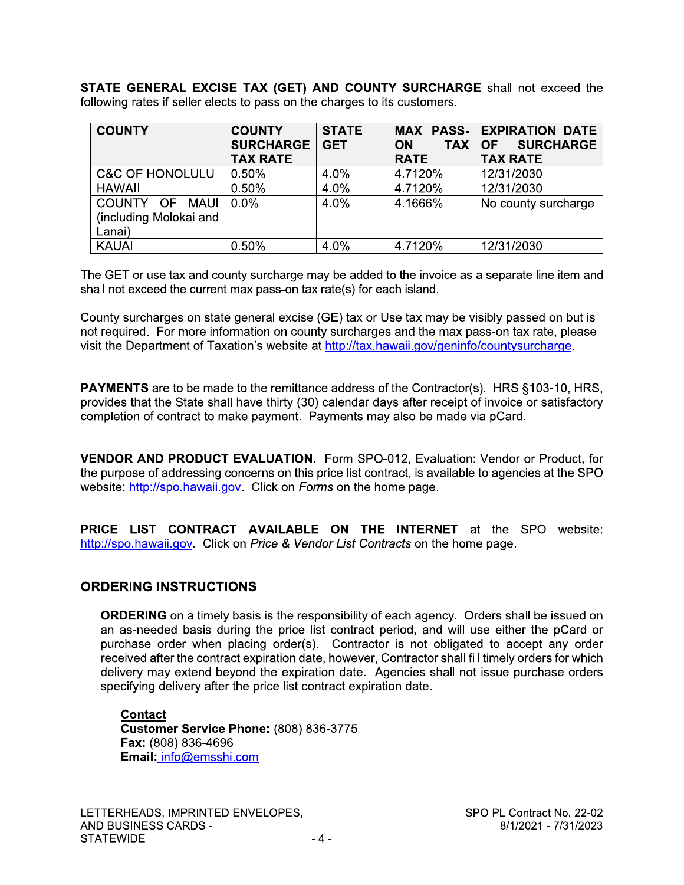**STATE GENERAL EXCISE TAX (GET) AND COUNTY SURCHARGE** shall not exceed the following rates if seller elects to pass on the charges to its customers.

| COUNTY | COUNTY SURCHARGE TAX RATE | STATE GET | MAX PASS-ON TAX RATE | EXPIRATION DATE OF SURCHARGE TAX RATE |
|---|---|---|---|---|
| C&C OF HONOLULU | 0.50% | 4.0% | 4.7120% | 12/31/2030 |
| HAWAII | 0.50% | 4.0% | 4.7120% | 12/31/2030 |
| COUNTY OF MAUI (including Molokai and Lanai) | 0.0% | 4.0% | 4.1666% | No county surcharge |
| KAUAI | 0.50% | 4.0% | 4.7120% | 12/31/2030 |

The GET or use tax and county surcharge may be added to the invoice as a separate line item and shall not exceed the current max pass-on tax rate(s) for each island.

County surcharges on state general excise (GE) tax or Use tax may be visibly passed on but is not required. For more information on county surcharges and the max pass-on tax rate, please visit the Department of Taxation's website at http://tax.hawaii.gov/geninfo/countysurcharge.

**PAYMENTS** are to be made to the remittance address of the Contractor(s). HRS §103-10, HRS, provides that the State shall have thirty (30) calendar days after receipt of invoice or satisfactory completion of contract to make payment. Payments may also be made via pCard.

**VENDOR AND PRODUCT EVALUATION.** Form SPO-012, Evaluation: Vendor or Product, for the purpose of addressing concerns on this price list contract, is available to agencies at the SPO website: http://spo.hawaii.gov. Click on *Forms* on the home page.

**PRICE LIST CONTRACT AVAILABLE ON THE INTERNET** at the SPO website: http://spo.hawaii.gov. Click on *Price & Vendor List Contracts* on the home page.

## ORDERING INSTRUCTIONS

**ORDERING** on a timely basis is the responsibility of each agency. Orders shall be issued on an as-needed basis during the price list contract period, and will use either the pCard or purchase order when placing order(s). Contractor is not obligated to accept any order received after the contract expiration date, however, Contractor shall fill timely orders for which delivery may extend beyond the expiration date. Agencies shall not issue purchase orders specifying delivery after the price list contract expiration date.

**Contact**
**Customer Service Phone:** (808) 836-3775
**Fax:** (808) 836-4696
**Email:** info@emsshi.com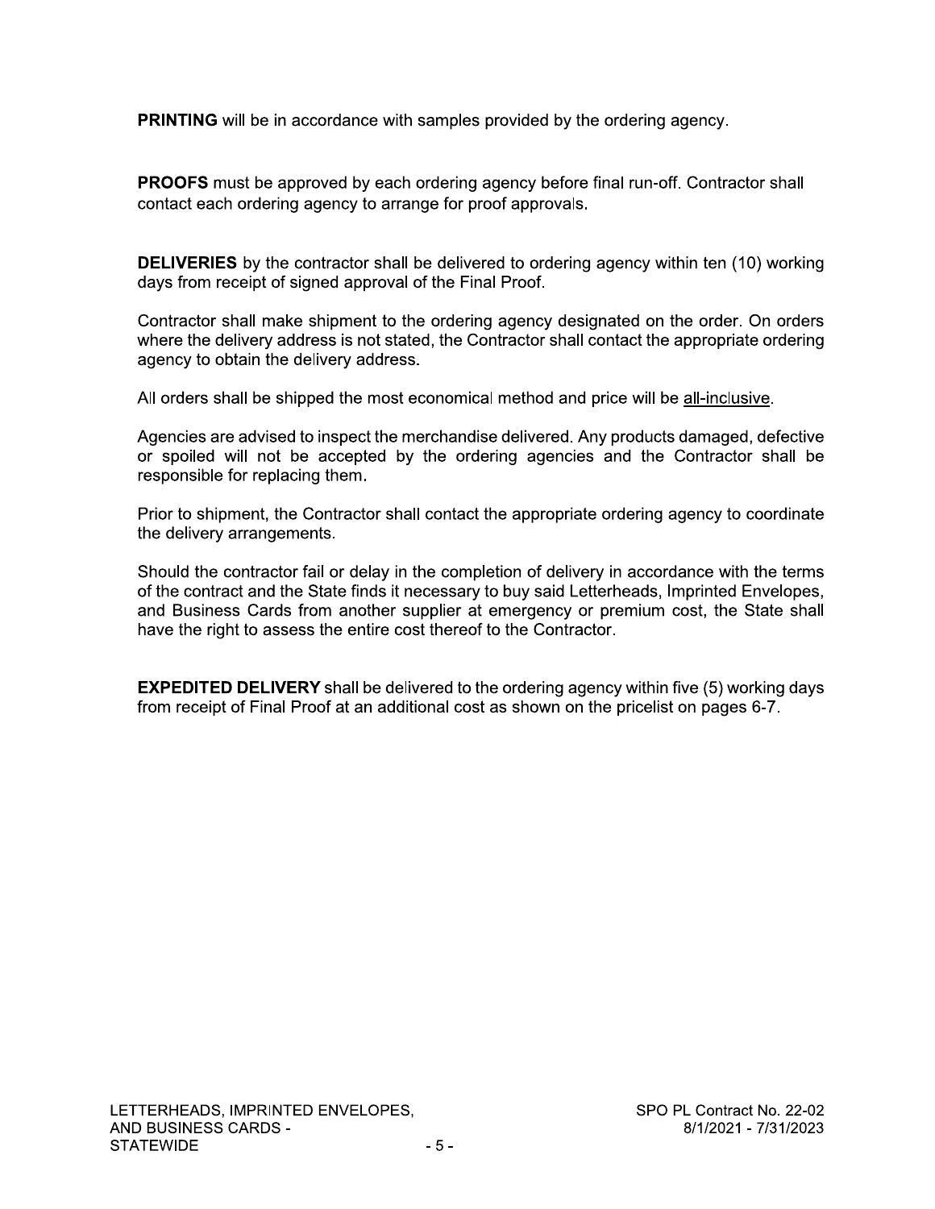**PRINTING** will be in accordance with samples provided by the ordering agency.

**PROOFS** must be approved by each ordering agency before final run-off. Contractor shall contact each ordering agency to arrange for proof approvals.

**DELIVERIES** by the contractor shall be delivered to ordering agency within ten (10) working days from receipt of signed approval of the Final Proof.

Contractor shall make shipment to the ordering agency designated on the order. On orders where the delivery address is not stated, the Contractor shall contact the appropriate ordering agency to obtain the delivery address.

All orders shall be shipped the most economical method and price will be <u>all-inclusive</u>.

Agencies are advised to inspect the merchandise delivered. Any products damaged, defective or spoiled will not be accepted by the ordering agencies and the Contractor shall be responsible for replacing them.

Prior to shipment, the Contractor shall contact the appropriate ordering agency to coordinate the delivery arrangements.

Should the contractor fail or delay in the completion of delivery in accordance with the terms of the contract and the State finds it necessary to buy said Letterheads, Imprinted Envelopes, and Business Cards from another supplier at emergency or premium cost, the State shall have the right to assess the entire cost thereof to the Contractor.

**EXPEDITED DELIVERY** shall be delivered to the ordering agency within five (5) working days from receipt of Final Proof at an additional cost as shown on the pricelist on pages 6-7.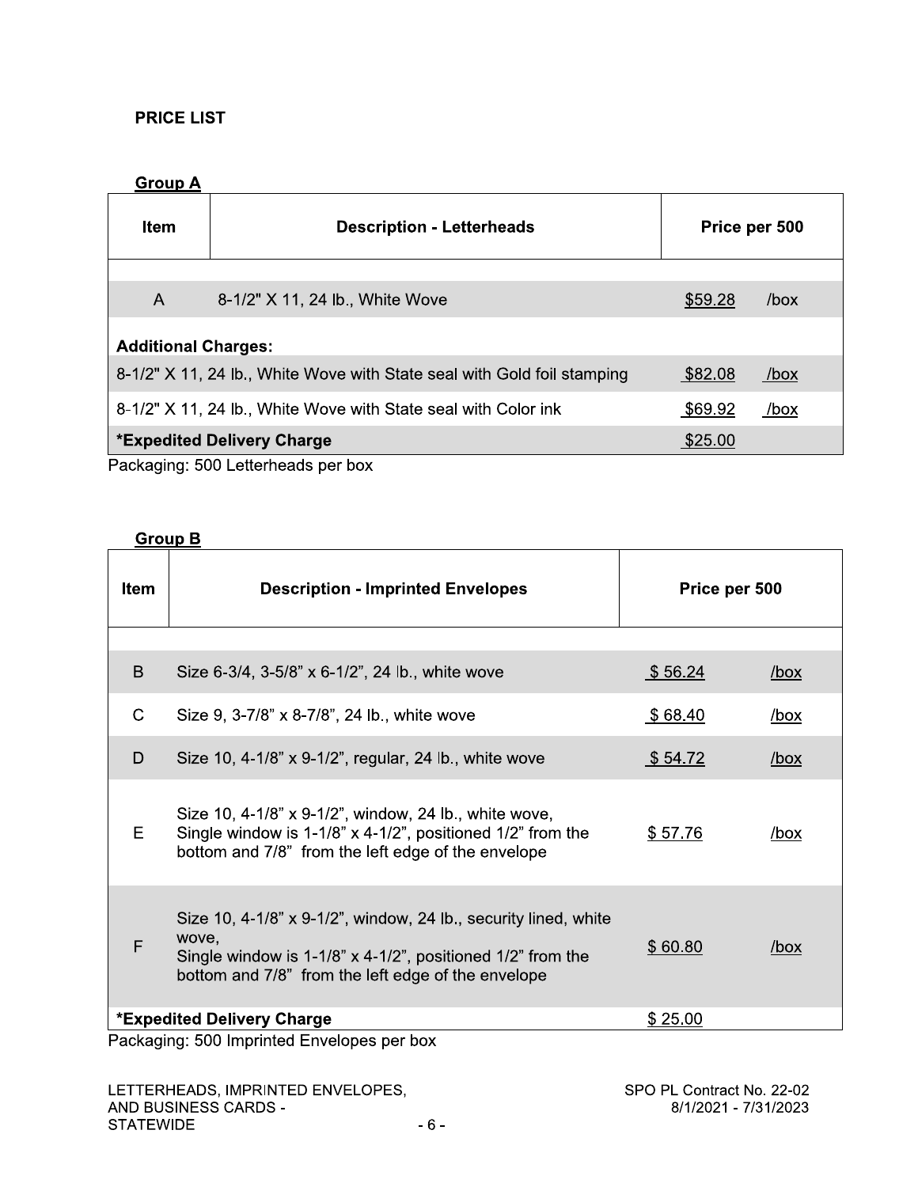## PRICE LIST

### Group A

| Item | Description - Letterheads | Price per 500 | |
|---|---|---|---|
| A | 8-1/2" X 11, 24 lb., White Wove | $59.28 | /box |
| **Additional Charges:** | | | |
| | 8-1/2" X 11, 24 lb., White Wove with State seal with Gold foil stamping | $82.08 | /box |
| | 8-1/2" X 11, 24 lb., White Wove with State seal with Color ink | $69.92 | /box |
| | **\*Expedited Delivery Charge** | $25.00 | |

Packaging: 500 Letterheads per box

### Group B

| Item | Description - Imprinted Envelopes | Price per 500 | |
|---|---|---|---|
| B | Size 6-3/4, 3-5/8" x 6-1/2", 24 lb., white wove | $ 56.24 | /box |
| C | Size 9, 3-7/8" x 8-7/8", 24 lb., white wove | $ 68.40 | /box |
| D | Size 10, 4-1/8" x 9-1/2", regular, 24 lb., white wove | $ 54.72 | /box |
| E | Size 10, 4-1/8" x 9-1/2", window, 24 lb., white wove, Single window is 1-1/8" x 4-1/2", positioned 1/2" from the bottom and 7/8" from the left edge of the envelope | $ 57.76 | /box |
| F | Size 10, 4-1/8" x 9-1/2", window, 24 lb., security lined, white wove, Single window is 1-1/8" x 4-1/2", positioned 1/2" from the bottom and 7/8" from the left edge of the envelope | $ 60.80 | /box |
| | **\*Expedited Delivery Charge** | $ 25.00 | |

Packaging: 500 Imprinted Envelopes per box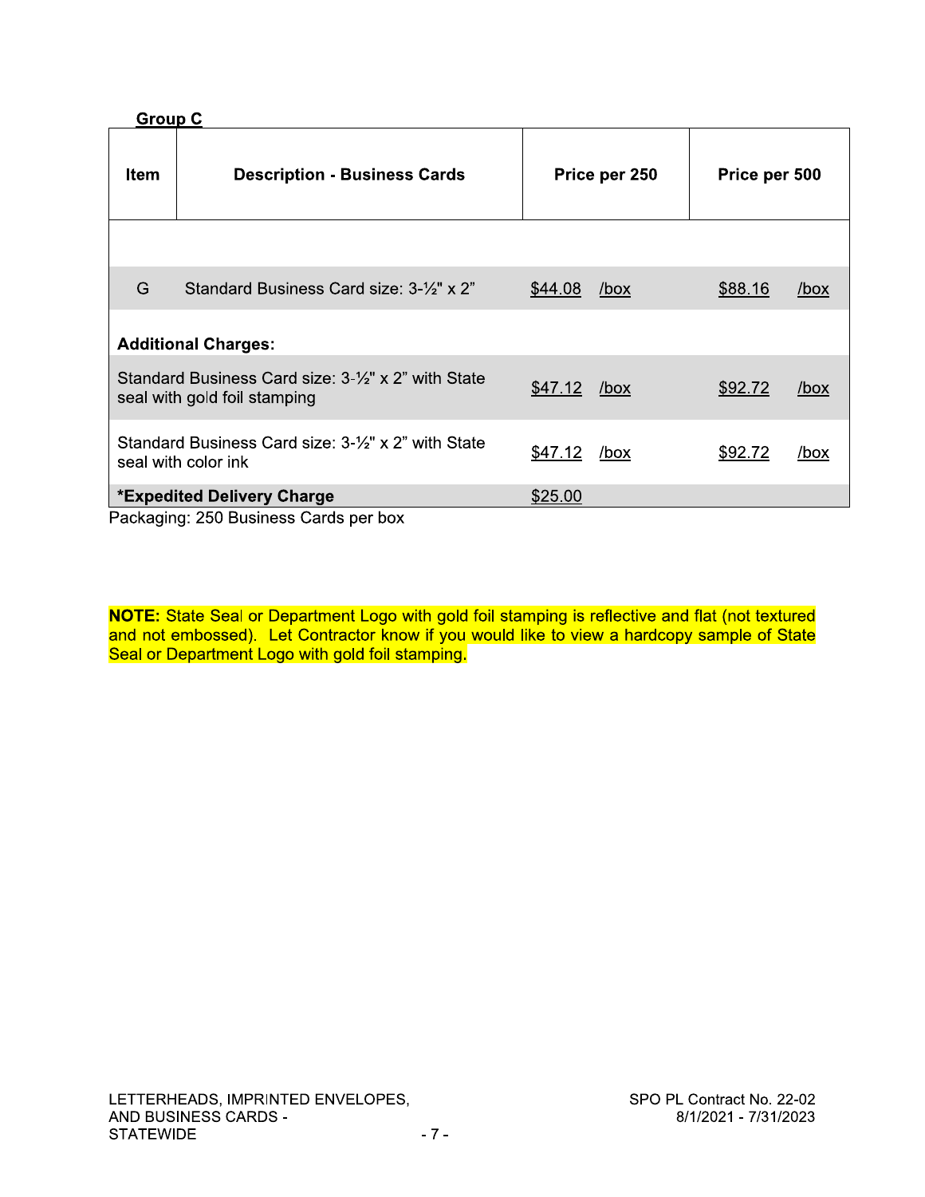**Group C**

| Item | Description - Business Cards | Price per 250 | Price per 500 |
|---|---|---|---|
| | | | |
| G | Standard Business Card size: 3-½" x 2" | $44.08 /box | $88.16 /box |
| **Additional Charges:** | | | |
| Standard Business Card size: 3-½" x 2" with State seal with gold foil stamping | | $47.12 /box | $92.72 /box |
| Standard Business Card size: 3-½" x 2" with State seal with color ink | | $47.12 /box | $92.72 /box |
| ***Expedited Delivery Charge** | | $25.00 | |

Packaging: 250 Business Cards per box

**NOTE:** State Seal or Department Logo with gold foil stamping is reflective and flat (not textured and not embossed). Let Contractor know if you would like to view a hardcopy sample of State Seal or Department Logo with gold foil stamping.